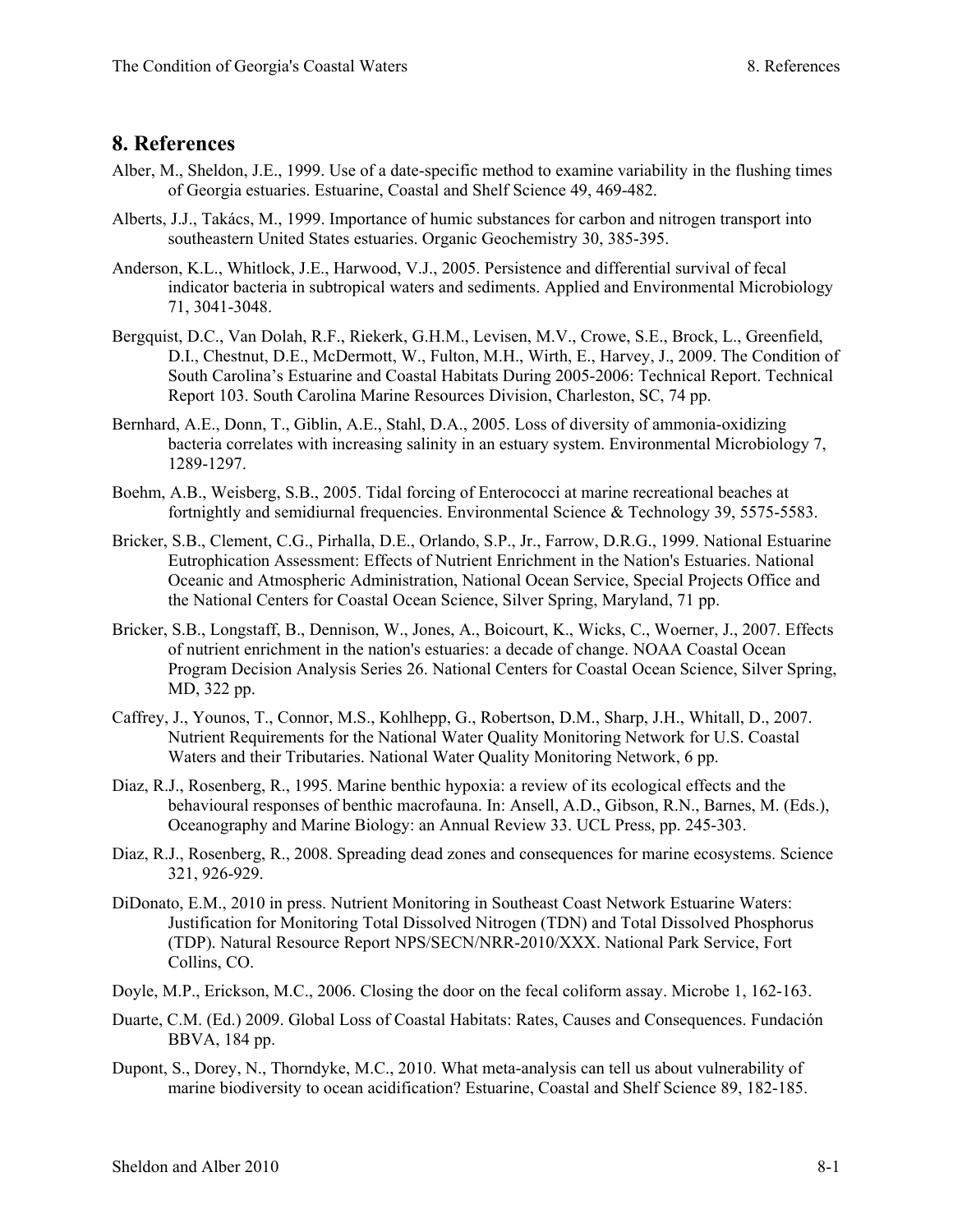## 8. References

Alber, M., Sheldon, J.E., 1999. Use of a date-specific method to examine variability in the flushing times of Georgia estuaries. Estuarine, Coastal and Shelf Science 49, 469-482.

Alberts, J.J., Takács, M., 1999. Importance of humic substances for carbon and nitrogen transport into southeastern United States estuaries. Organic Geochemistry 30, 385-395.

Anderson, K.L., Whitlock, J.E., Harwood, V.J., 2005. Persistence and differential survival of fecal indicator bacteria in subtropical waters and sediments. Applied and Environmental Microbiology 71, 3041-3048.

Bergquist, D.C., Van Dolah, R.F., Riekerk, G.H.M., Levisen, M.V., Crowe, S.E., Brock, L., Greenfield, D.I., Chestnut, D.E., McDermott, W., Fulton, M.H., Wirth, E., Harvey, J., 2009. The Condition of South Carolina's Estuarine and Coastal Habitats During 2005-2006: Technical Report. Technical Report 103. South Carolina Marine Resources Division, Charleston, SC, 74 pp.

Bernhard, A.E., Donn, T., Giblin, A.E., Stahl, D.A., 2005. Loss of diversity of ammonia-oxidizing bacteria correlates with increasing salinity in an estuary system. Environmental Microbiology 7, 1289-1297.

Boehm, A.B., Weisberg, S.B., 2005. Tidal forcing of Enterococci at marine recreational beaches at fortnightly and semidiurnal frequencies. Environmental Science & Technology 39, 5575-5583.

Bricker, S.B., Clement, C.G., Pirhalla, D.E., Orlando, S.P., Jr., Farrow, D.R.G., 1999. National Estuarine Eutrophication Assessment: Effects of Nutrient Enrichment in the Nation's Estuaries. National Oceanic and Atmospheric Administration, National Ocean Service, Special Projects Office and the National Centers for Coastal Ocean Science, Silver Spring, Maryland, 71 pp.

Bricker, S.B., Longstaff, B., Dennison, W., Jones, A., Boicourt, K., Wicks, C., Woerner, J., 2007. Effects of nutrient enrichment in the nation's estuaries: a decade of change. NOAA Coastal Ocean Program Decision Analysis Series 26. National Centers for Coastal Ocean Science, Silver Spring, MD, 322 pp.

Caffrey, J., Younos, T., Connor, M.S., Kohlhepp, G., Robertson, D.M., Sharp, J.H., Whitall, D., 2007. Nutrient Requirements for the National Water Quality Monitoring Network for U.S. Coastal Waters and their Tributaries. National Water Quality Monitoring Network, 6 pp.

Diaz, R.J., Rosenberg, R., 1995. Marine benthic hypoxia: a review of its ecological effects and the behavioural responses of benthic macrofauna. In: Ansell, A.D., Gibson, R.N., Barnes, M. (Eds.), Oceanography and Marine Biology: an Annual Review 33. UCL Press, pp. 245-303.

Diaz, R.J., Rosenberg, R., 2008. Spreading dead zones and consequences for marine ecosystems. Science 321, 926-929.

DiDonato, E.M., 2010 in press. Nutrient Monitoring in Southeast Coast Network Estuarine Waters: Justification for Monitoring Total Dissolved Nitrogen (TDN) and Total Dissolved Phosphorus (TDP). Natural Resource Report NPS/SECN/NRR-2010/XXX. National Park Service, Fort Collins, CO.

Doyle, M.P., Erickson, M.C., 2006. Closing the door on the fecal coliform assay. Microbe 1, 162-163.

Duarte, C.M. (Ed.) 2009. Global Loss of Coastal Habitats: Rates, Causes and Consequences. Fundación BBVA, 184 pp.

Dupont, S., Dorey, N., Thorndyke, M.C., 2010. What meta-analysis can tell us about vulnerability of marine biodiversity to ocean acidification? Estuarine, Coastal and Shelf Science 89, 182-185.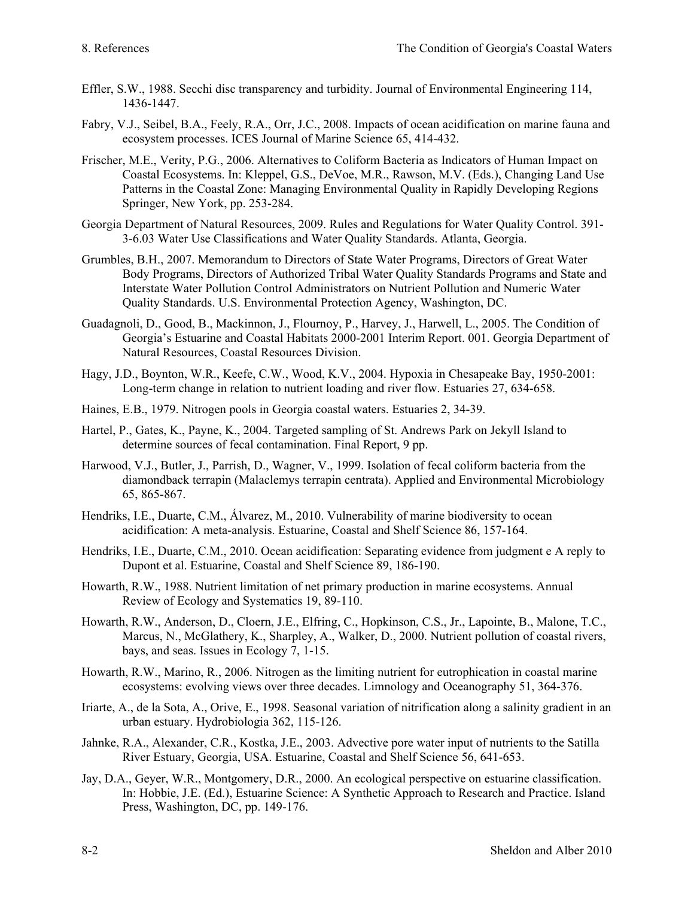Effler, S.W., 1988. Secchi disc transparency and turbidity. Journal of Environmental Engineering 114, 1436-1447.

Fabry, V.J., Seibel, B.A., Feely, R.A., Orr, J.C., 2008. Impacts of ocean acidification on marine fauna and ecosystem processes. ICES Journal of Marine Science 65, 414-432.

Frischer, M.E., Verity, P.G., 2006. Alternatives to Coliform Bacteria as Indicators of Human Impact on Coastal Ecosystems. In: Kleppel, G.S., DeVoe, M.R., Rawson, M.V. (Eds.), Changing Land Use Patterns in the Coastal Zone: Managing Environmental Quality in Rapidly Developing Regions Springer, New York, pp. 253-284.

Georgia Department of Natural Resources, 2009. Rules and Regulations for Water Quality Control. 391-3-6.03 Water Use Classifications and Water Quality Standards. Atlanta, Georgia.

Grumbles, B.H., 2007. Memorandum to Directors of State Water Programs, Directors of Great Water Body Programs, Directors of Authorized Tribal Water Quality Standards Programs and State and Interstate Water Pollution Control Administrators on Nutrient Pollution and Numeric Water Quality Standards. U.S. Environmental Protection Agency, Washington, DC.

Guadagnoli, D., Good, B., Mackinnon, J., Flournoy, P., Harvey, J., Harwell, L., 2005. The Condition of Georgia's Estuarine and Coastal Habitats 2000-2001 Interim Report. 001. Georgia Department of Natural Resources, Coastal Resources Division.

Hagy, J.D., Boynton, W.R., Keefe, C.W., Wood, K.V., 2004. Hypoxia in Chesapeake Bay, 1950-2001: Long-term change in relation to nutrient loading and river flow. Estuaries 27, 634-658.

Haines, E.B., 1979. Nitrogen pools in Georgia coastal waters. Estuaries 2, 34-39.

Hartel, P., Gates, K., Payne, K., 2004. Targeted sampling of St. Andrews Park on Jekyll Island to determine sources of fecal contamination. Final Report, 9 pp.

Harwood, V.J., Butler, J., Parrish, D., Wagner, V., 1999. Isolation of fecal coliform bacteria from the diamondback terrapin (Malaclemys terrapin centrata). Applied and Environmental Microbiology 65, 865-867.

Hendriks, I.E., Duarte, C.M., Álvarez, M., 2010. Vulnerability of marine biodiversity to ocean acidification: A meta-analysis. Estuarine, Coastal and Shelf Science 86, 157-164.

Hendriks, I.E., Duarte, C.M., 2010. Ocean acidification: Separating evidence from judgment e A reply to Dupont et al. Estuarine, Coastal and Shelf Science 89, 186-190.

Howarth, R.W., 1988. Nutrient limitation of net primary production in marine ecosystems. Annual Review of Ecology and Systematics 19, 89-110.

Howarth, R.W., Anderson, D., Cloern, J.E., Elfring, C., Hopkinson, C.S., Jr., Lapointe, B., Malone, T.C., Marcus, N., McGlathery, K., Sharpley, A., Walker, D., 2000. Nutrient pollution of coastal rivers, bays, and seas. Issues in Ecology 7, 1-15.

Howarth, R.W., Marino, R., 2006. Nitrogen as the limiting nutrient for eutrophication in coastal marine ecosystems: evolving views over three decades. Limnology and Oceanography 51, 364-376.

Iriarte, A., de la Sota, A., Orive, E., 1998. Seasonal variation of nitrification along a salinity gradient in an urban estuary. Hydrobiologia 362, 115-126.

Jahnke, R.A., Alexander, C.R., Kostka, J.E., 2003. Advective pore water input of nutrients to the Satilla River Estuary, Georgia, USA. Estuarine, Coastal and Shelf Science 56, 641-653.

Jay, D.A., Geyer, W.R., Montgomery, D.R., 2000. An ecological perspective on estuarine classification. In: Hobbie, J.E. (Ed.), Estuarine Science: A Synthetic Approach to Research and Practice. Island Press, Washington, DC, pp. 149-176.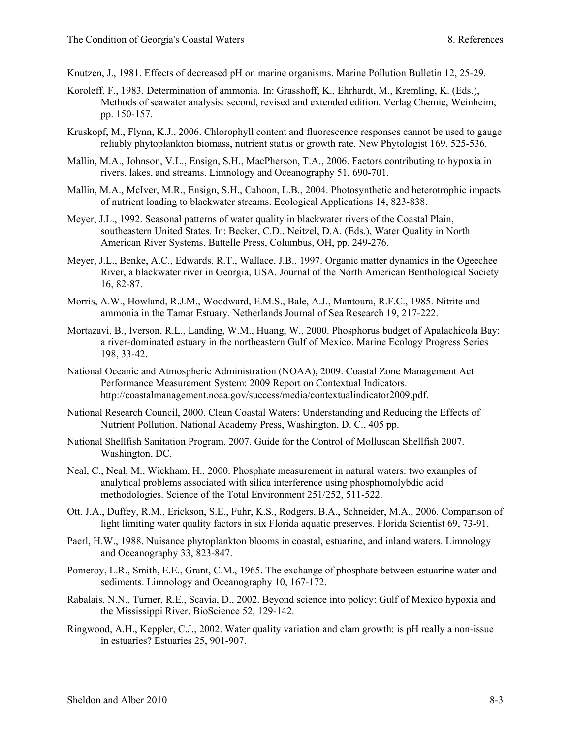Knutzen, J., 1981. Effects of decreased pH on marine organisms. Marine Pollution Bulletin 12, 25-29.

Koroleff, F., 1983. Determination of ammonia. In: Grasshoff, K., Ehrhardt, M., Kremling, K. (Eds.), Methods of seawater analysis: second, revised and extended edition. Verlag Chemie, Weinheim, pp. 150-157.

Kruskopf, M., Flynn, K.J., 2006. Chlorophyll content and fluorescence responses cannot be used to gauge reliably phytoplankton biomass, nutrient status or growth rate. New Phytologist 169, 525-536.

Mallin, M.A., Johnson, V.L., Ensign, S.H., MacPherson, T.A., 2006. Factors contributing to hypoxia in rivers, lakes, and streams. Limnology and Oceanography 51, 690-701.

Mallin, M.A., McIver, M.R., Ensign, S.H., Cahoon, L.B., 2004. Photosynthetic and heterotrophic impacts of nutrient loading to blackwater streams. Ecological Applications 14, 823-838.

Meyer, J.L., 1992. Seasonal patterns of water quality in blackwater rivers of the Coastal Plain, southeastern United States. In: Becker, C.D., Neitzel, D.A. (Eds.), Water Quality in North American River Systems. Battelle Press, Columbus, OH, pp. 249-276.

Meyer, J.L., Benke, A.C., Edwards, R.T., Wallace, J.B., 1997. Organic matter dynamics in the Ogeechee River, a blackwater river in Georgia, USA. Journal of the North American Benthological Society 16, 82-87.

Morris, A.W., Howland, R.J.M., Woodward, E.M.S., Bale, A.J., Mantoura, R.F.C., 1985. Nitrite and ammonia in the Tamar Estuary. Netherlands Journal of Sea Research 19, 217-222.

Mortazavi, B., Iverson, R.L., Landing, W.M., Huang, W., 2000. Phosphorus budget of Apalachicola Bay: a river-dominated estuary in the northeastern Gulf of Mexico. Marine Ecology Progress Series 198, 33-42.

National Oceanic and Atmospheric Administration (NOAA), 2009. Coastal Zone Management Act Performance Measurement System: 2009 Report on Contextual Indicators. http://coastalmanagement.noaa.gov/success/media/contextualindicator2009.pdf.

National Research Council, 2000. Clean Coastal Waters: Understanding and Reducing the Effects of Nutrient Pollution. National Academy Press, Washington, D. C., 405 pp.

National Shellfish Sanitation Program, 2007. Guide for the Control of Molluscan Shellfish 2007. Washington, DC.

Neal, C., Neal, M., Wickham, H., 2000. Phosphate measurement in natural waters: two examples of analytical problems associated with silica interference using phosphomolybdic acid methodologies. Science of the Total Environment 251/252, 511-522.

Ott, J.A., Duffey, R.M., Erickson, S.E., Fuhr, K.S., Rodgers, B.A., Schneider, M.A., 2006. Comparison of light limiting water quality factors in six Florida aquatic preserves. Florida Scientist 69, 73-91.

Paerl, H.W., 1988. Nuisance phytoplankton blooms in coastal, estuarine, and inland waters. Limnology and Oceanography 33, 823-847.

Pomeroy, L.R., Smith, E.E., Grant, C.M., 1965. The exchange of phosphate between estuarine water and sediments. Limnology and Oceanography 10, 167-172.

Rabalais, N.N., Turner, R.E., Scavia, D., 2002. Beyond science into policy: Gulf of Mexico hypoxia and the Mississippi River. BioScience 52, 129-142.

Ringwood, A.H., Keppler, C.J., 2002. Water quality variation and clam growth: is pH really a non-issue in estuaries? Estuaries 25, 901-907.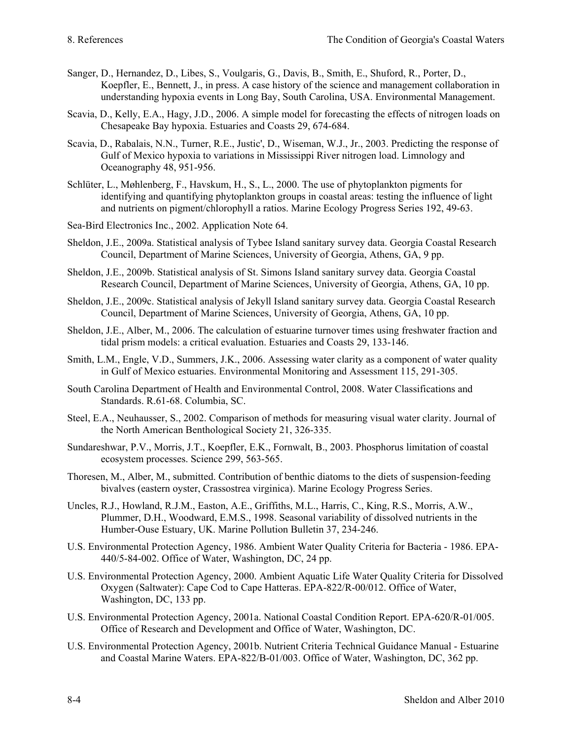Sanger, D., Hernandez, D., Libes, S., Voulgaris, G., Davis, B., Smith, E., Shuford, R., Porter, D., Koepfler, E., Bennett, J., in press. A case history of the science and management collaboration in understanding hypoxia events in Long Bay, South Carolina, USA. Environmental Management.

Scavia, D., Kelly, E.A., Hagy, J.D., 2006. A simple model for forecasting the effects of nitrogen loads on Chesapeake Bay hypoxia. Estuaries and Coasts 29, 674-684.

Scavia, D., Rabalais, N.N., Turner, R.E., Justic', D., Wiseman, W.J., Jr., 2003. Predicting the response of Gulf of Mexico hypoxia to variations in Mississippi River nitrogen load. Limnology and Oceanography 48, 951-956.

Schlüter, L., Møhlenberg, F., Havskum, H., S., L., 2000. The use of phytoplankton pigments for identifying and quantifying phytoplankton groups in coastal areas: testing the influence of light and nutrients on pigment/chlorophyll a ratios. Marine Ecology Progress Series 192, 49-63.

Sea-Bird Electronics Inc., 2002. Application Note 64.

Sheldon, J.E., 2009a. Statistical analysis of Tybee Island sanitary survey data. Georgia Coastal Research Council, Department of Marine Sciences, University of Georgia, Athens, GA, 9 pp.

Sheldon, J.E., 2009b. Statistical analysis of St. Simons Island sanitary survey data. Georgia Coastal Research Council, Department of Marine Sciences, University of Georgia, Athens, GA, 10 pp.

Sheldon, J.E., 2009c. Statistical analysis of Jekyll Island sanitary survey data. Georgia Coastal Research Council, Department of Marine Sciences, University of Georgia, Athens, GA, 10 pp.

Sheldon, J.E., Alber, M., 2006. The calculation of estuarine turnover times using freshwater fraction and tidal prism models: a critical evaluation. Estuaries and Coasts 29, 133-146.

Smith, L.M., Engle, V.D., Summers, J.K., 2006. Assessing water clarity as a component of water quality in Gulf of Mexico estuaries. Environmental Monitoring and Assessment 115, 291-305.

South Carolina Department of Health and Environmental Control, 2008. Water Classifications and Standards. R.61-68. Columbia, SC.

Steel, E.A., Neuhausser, S., 2002. Comparison of methods for measuring visual water clarity. Journal of the North American Benthological Society 21, 326-335.

Sundareshwar, P.V., Morris, J.T., Koepfler, E.K., Fornwalt, B., 2003. Phosphorus limitation of coastal ecosystem processes. Science 299, 563-565.

Thoresen, M., Alber, M., submitted. Contribution of benthic diatoms to the diets of suspension-feeding bivalves (eastern oyster, Crassostrea virginica). Marine Ecology Progress Series.

Uncles, R.J., Howland, R.J.M., Easton, A.E., Griffiths, M.L., Harris, C., King, R.S., Morris, A.W., Plummer, D.H., Woodward, E.M.S., 1998. Seasonal variability of dissolved nutrients in the Humber-Ouse Estuary, UK. Marine Pollution Bulletin 37, 234-246.

U.S. Environmental Protection Agency, 1986. Ambient Water Quality Criteria for Bacteria - 1986. EPA-440/5-84-002. Office of Water, Washington, DC, 24 pp.

U.S. Environmental Protection Agency, 2000. Ambient Aquatic Life Water Quality Criteria for Dissolved Oxygen (Saltwater): Cape Cod to Cape Hatteras. EPA-822/R-00/012. Office of Water, Washington, DC, 133 pp.

U.S. Environmental Protection Agency, 2001a. National Coastal Condition Report. EPA-620/R-01/005. Office of Research and Development and Office of Water, Washington, DC.

U.S. Environmental Protection Agency, 2001b. Nutrient Criteria Technical Guidance Manual - Estuarine and Coastal Marine Waters. EPA-822/B-01/003. Office of Water, Washington, DC, 362 pp.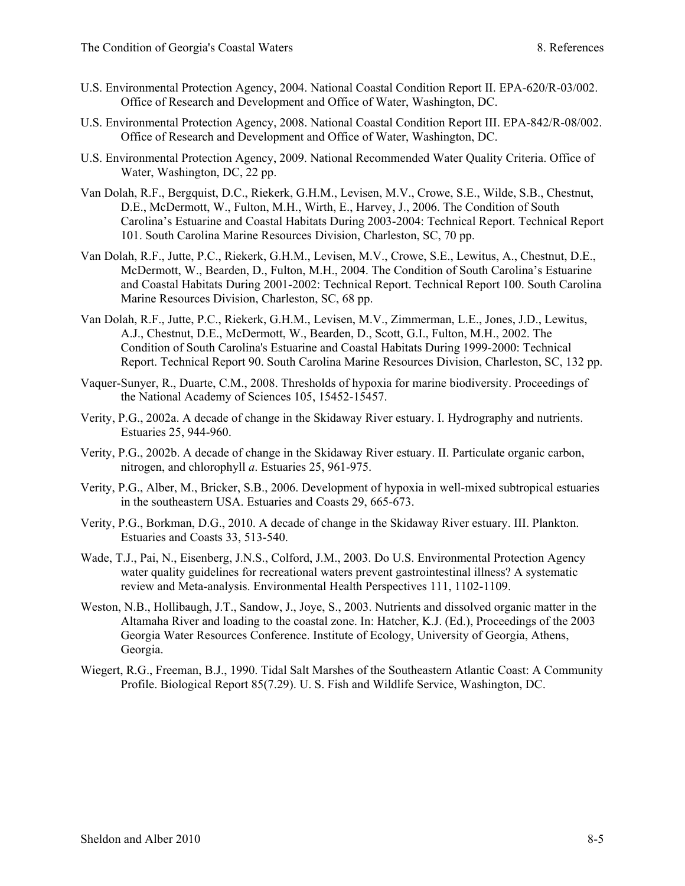U.S. Environmental Protection Agency, 2004. National Coastal Condition Report II. EPA-620/R-03/002. Office of Research and Development and Office of Water, Washington, DC.

U.S. Environmental Protection Agency, 2008. National Coastal Condition Report III. EPA-842/R-08/002. Office of Research and Development and Office of Water, Washington, DC.

U.S. Environmental Protection Agency, 2009. National Recommended Water Quality Criteria. Office of Water, Washington, DC, 22 pp.

Van Dolah, R.F., Bergquist, D.C., Riekerk, G.H.M., Levisen, M.V., Crowe, S.E., Wilde, S.B., Chestnut, D.E., McDermott, W., Fulton, M.H., Wirth, E., Harvey, J., 2006. The Condition of South Carolina's Estuarine and Coastal Habitats During 2003-2004: Technical Report. Technical Report 101. South Carolina Marine Resources Division, Charleston, SC, 70 pp.

Van Dolah, R.F., Jutte, P.C., Riekerk, G.H.M., Levisen, M.V., Crowe, S.E., Lewitus, A., Chestnut, D.E., McDermott, W., Bearden, D., Fulton, M.H., 2004. The Condition of South Carolina's Estuarine and Coastal Habitats During 2001-2002: Technical Report. Technical Report 100. South Carolina Marine Resources Division, Charleston, SC, 68 pp.

Van Dolah, R.F., Jutte, P.C., Riekerk, G.H.M., Levisen, M.V., Zimmerman, L.E., Jones, J.D., Lewitus, A.J., Chestnut, D.E., McDermott, W., Bearden, D., Scott, G.I., Fulton, M.H., 2002. The Condition of South Carolina's Estuarine and Coastal Habitats During 1999-2000: Technical Report. Technical Report 90. South Carolina Marine Resources Division, Charleston, SC, 132 pp.

Vaquer-Sunyer, R., Duarte, C.M., 2008. Thresholds of hypoxia for marine biodiversity. Proceedings of the National Academy of Sciences 105, 15452-15457.

Verity, P.G., 2002a. A decade of change in the Skidaway River estuary. I. Hydrography and nutrients. Estuaries 25, 944-960.

Verity, P.G., 2002b. A decade of change in the Skidaway River estuary. II. Particulate organic carbon, nitrogen, and chlorophyll *a*. Estuaries 25, 961-975.

Verity, P.G., Alber, M., Bricker, S.B., 2006. Development of hypoxia in well-mixed subtropical estuaries in the southeastern USA. Estuaries and Coasts 29, 665-673.

Verity, P.G., Borkman, D.G., 2010. A decade of change in the Skidaway River estuary. III. Plankton. Estuaries and Coasts 33, 513-540.

Wade, T.J., Pai, N., Eisenberg, J.N.S., Colford, J.M., 2003. Do U.S. Environmental Protection Agency water quality guidelines for recreational waters prevent gastrointestinal illness? A systematic review and Meta-analysis. Environmental Health Perspectives 111, 1102-1109.

Weston, N.B., Hollibaugh, J.T., Sandow, J., Joye, S., 2003. Nutrients and dissolved organic matter in the Altamaha River and loading to the coastal zone. In: Hatcher, K.J. (Ed.), Proceedings of the 2003 Georgia Water Resources Conference. Institute of Ecology, University of Georgia, Athens, Georgia.

Wiegert, R.G., Freeman, B.J., 1990. Tidal Salt Marshes of the Southeastern Atlantic Coast: A Community Profile. Biological Report 85(7.29). U. S. Fish and Wildlife Service, Washington, DC.